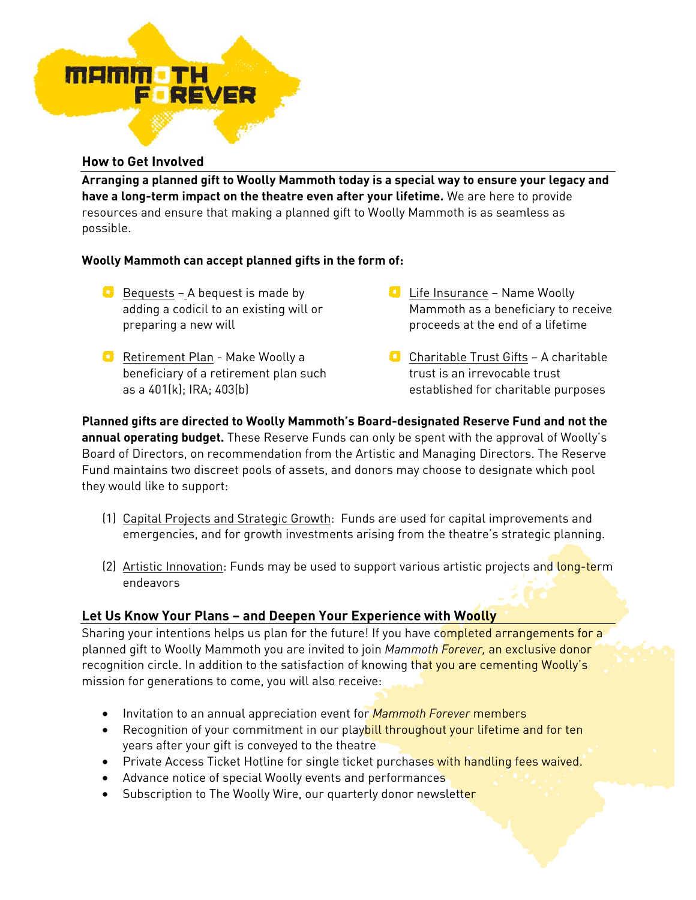# MAMMOTH FOREVER

## How to Get Involved

**Arranging a planned gift to Woolly Mammoth today is a special way to ensure your legacy and have a long-term impact on the theatre even after your lifetime.** We are here to provide resources and ensure that making a planned gift to Woolly Mammoth is as seamless as possible.

**Woolly Mammoth can accept planned gifts in the form of:**

- Bequests – A bequest is made by adding a codicil to an existing will or preparing a new will
- Retirement Plan - Make Woolly a beneficiary of a retirement plan such as a 401(k); IRA; 403(b)
- Life Insurance – Name Woolly Mammoth as a beneficiary to receive proceeds at the end of a lifetime
- Charitable Trust Gifts – A charitable trust is an irrevocable trust established for charitable purposes

**Planned gifts are directed to Woolly Mammoth's Board-designated Reserve Fund and not the annual operating budget.** These Reserve Funds can only be spent with the approval of Woolly's Board of Directors, on recommendation from the Artistic and Managing Directors. The Reserve Fund maintains two discreet pools of assets, and donors may choose to designate which pool they would like to support:

(1) Capital Projects and Strategic Growth: Funds are used for capital improvements and emergencies, and for growth investments arising from the theatre's strategic planning.

(2) Artistic Innovation: Funds may be used to support various artistic projects and long-term endeavors

## Let Us Know Your Plans – and Deepen Your Experience with Woolly

Sharing your intentions helps us plan for the future! If you have completed arrangements for a planned gift to Woolly Mammoth you are invited to join *Mammoth Forever,* an exclusive donor recognition circle. In addition to the satisfaction of knowing that you are cementing Woolly's mission for generations to come, you will also receive:

- Invitation to an annual appreciation event for *Mammoth Forever* members
- Recognition of your commitment in our playbill throughout your lifetime and for ten years after your gift is conveyed to the theatre
- Private Access Ticket Hotline for single ticket purchases with handling fees waived.
- Advance notice of special Woolly events and performances
- Subscription to The Woolly Wire, our quarterly donor newsletter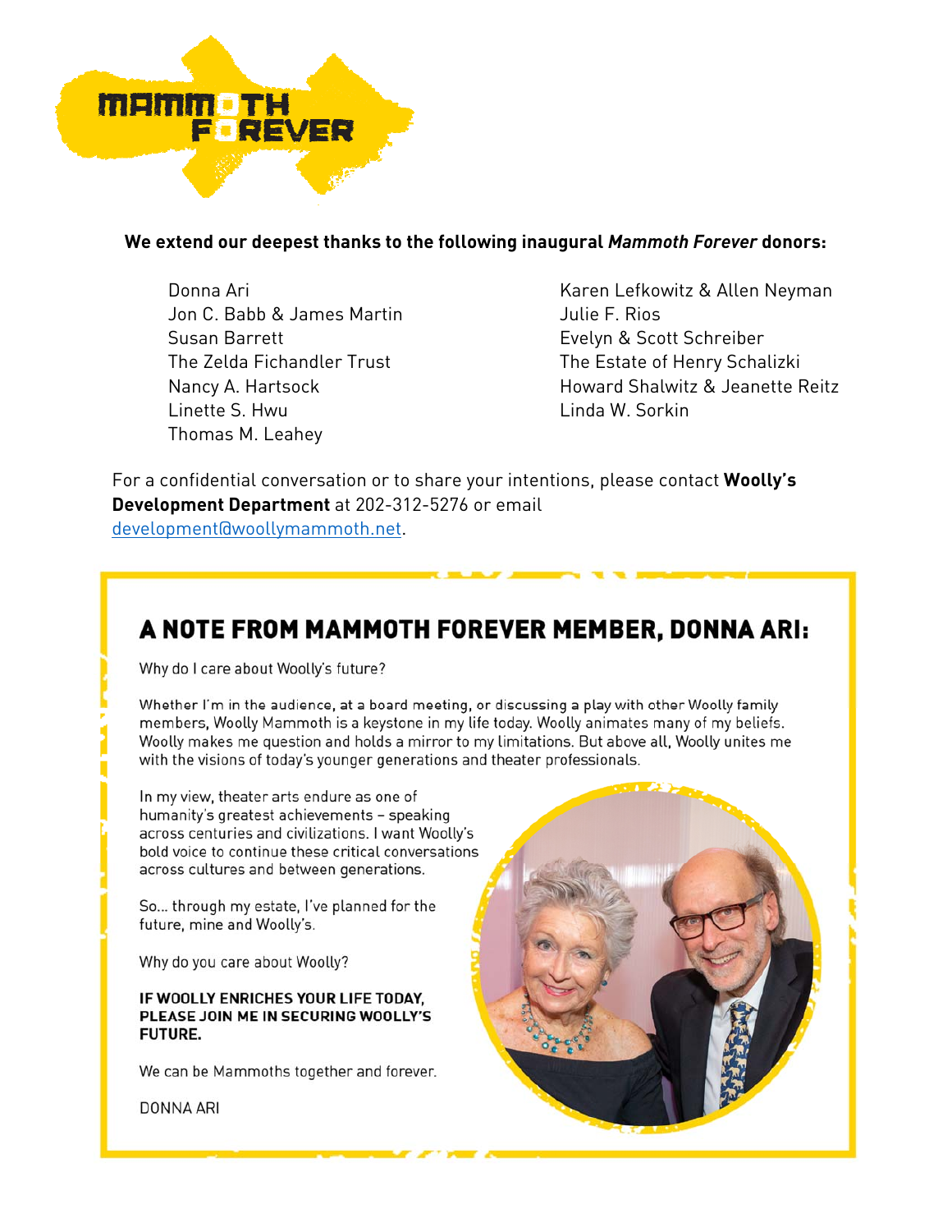MAMMOTH FOREVER

**We extend our deepest thanks to the following inaugural *Mammoth Forever* donors:**

Donna Ari
Jon C. Babb & James Martin
Susan Barrett
The Zelda Fichandler Trust
Nancy A. Hartsock
Linette S. Hwu
Thomas M. Leahey
Karen Lefkowitz & Allen Neyman
Julie F. Rios
Evelyn & Scott Schreiber
The Estate of Henry Schalizki
Howard Shalwitz & Jeanette Reitz
Linda W. Sorkin

For a confidential conversation or to share your intentions, please contact **Woolly's Development Department** at 202-312-5276 or email development@woollymammoth.net.

## A NOTE FROM MAMMOTH FOREVER MEMBER, DONNA ARI:

Why do I care about Woolly's future?

Whether I'm in the audience, at a board meeting, or discussing a play with other Woolly family members, Woolly Mammoth is a keystone in my life today. Woolly animates many of my beliefs. Woolly makes me question and holds a mirror to my limitations. But above all, Woolly unites me with the visions of today's younger generations and theater professionals.

In my view, theater arts endure as one of humanity's greatest achievements – speaking across centuries and civilizations. I want Woolly's bold voice to continue these critical conversations across cultures and between generations.

So... through my estate, I've planned for the future, mine and Woolly's.

Why do you care about Woolly?

**IF WOOLLY ENRICHES YOUR LIFE TODAY, PLEASE JOIN ME IN SECURING WOOLLY'S FUTURE.**

We can be Mammoths together and forever.

DONNA ARI